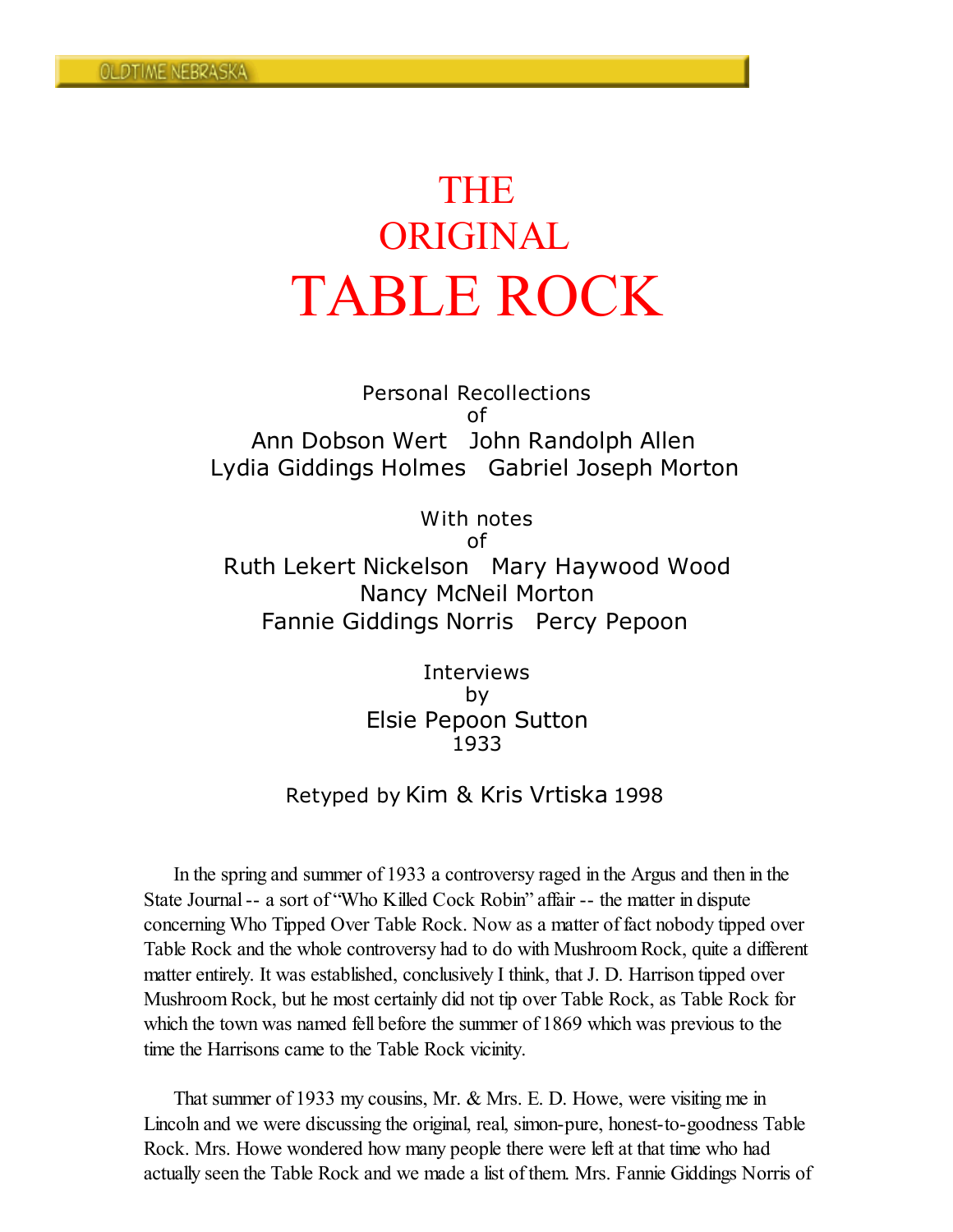# THE ORIGINAL TABLE ROCK

Personal Recollections
of
Ann Dobson Wert   John Randolph Allen
Lydia Giddings Holmes   Gabriel Joseph Morton

With notes
of
Ruth Lekert Nickelson   Mary Haywood Wood
Nancy McNeil Morton
Fannie Giddings Norris   Percy Pepoon

Interviews
by
Elsie Pepoon Sutton
1933

Retyped by Kim & Kris Vrtiska 1998

In the spring and summer of 1933 a controversy raged in the Argus and then in the State Journal -- a sort of "Who Killed Cock Robin" affair -- the matter in dispute concerning Who Tipped Over Table Rock. Now as a matter of fact nobody tipped over Table Rock and the whole controversy had to do with Mushroom Rock, quite a different matter entirely. It was established, conclusively I think, that J. D. Harrison tipped over Mushroom Rock, but he most certainly did not tip over Table Rock, as Table Rock for which the town was named fell before the summer of 1869 which was previous to the time the Harrisons came to the Table Rock vicinity.

That summer of 1933 my cousins, Mr. & Mrs. E. D. Howe, were visiting me in Lincoln and we were discussing the original, real, simon-pure, honest-to-goodness Table Rock. Mrs. Howe wondered how many people there were left at that time who had actually seen the Table Rock and we made a list of them. Mrs. Fannie Giddings Norris of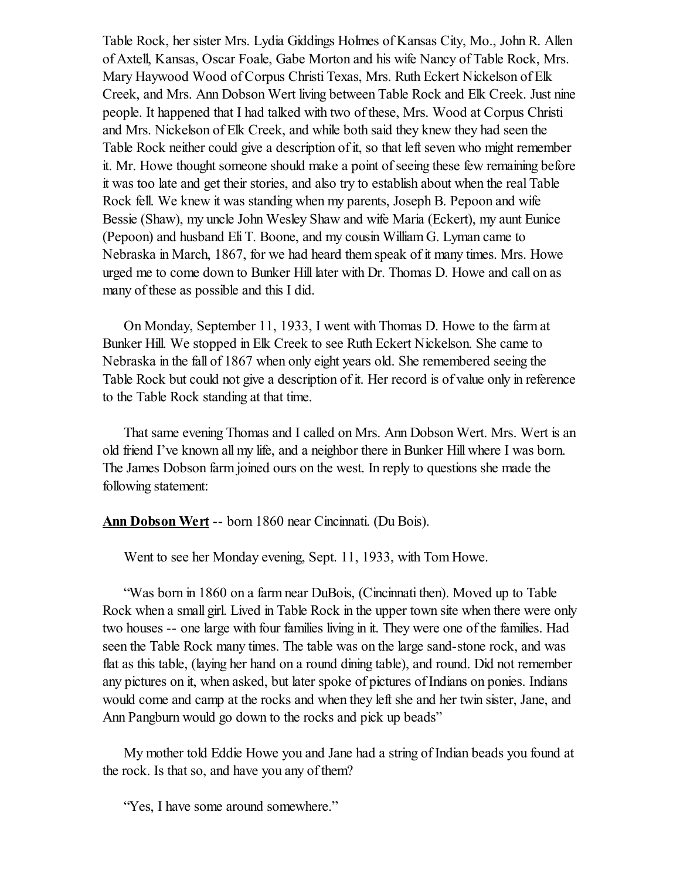Table Rock, her sister Mrs. Lydia Giddings Holmes of Kansas City, Mo., John R. Allen of Axtell, Kansas, Oscar Foale, Gabe Morton and his wife Nancy of Table Rock, Mrs. Mary Haywood Wood of Corpus Christi Texas, Mrs. Ruth Eckert Nickelson of Elk Creek, and Mrs. Ann Dobson Wert living between Table Rock and Elk Creek. Just nine people. It happened that I had talked with two of these, Mrs. Wood at Corpus Christi and Mrs. Nickelson of Elk Creek, and while both said they knew they had seen the Table Rock neither could give a description of it, so that left seven who might remember it. Mr. Howe thought someone should make a point of seeing these few remaining before it was too late and get their stories, and also try to establish about when the real Table Rock fell. We knew it was standing when my parents, Joseph B. Pepoon and wife Bessie (Shaw), my uncle John Wesley Shaw and wife Maria (Eckert), my aunt Eunice (Pepoon) and husband Eli T. Boone, and my cousin William G. Lyman came to Nebraska in March, 1867, for we had heard them speak of it many times. Mrs. Howe urged me to come down to Bunker Hill later with Dr. Thomas D. Howe and call on as many of these as possible and this I did.

On Monday, September 11, 1933, I went with Thomas D. Howe to the farm at Bunker Hill. We stopped in Elk Creek to see Ruth Eckert Nickelson. She came to Nebraska in the fall of 1867 when only eight years old. She remembered seeing the Table Rock but could not give a description of it. Her record is of value only in reference to the Table Rock standing at that time.

That same evening Thomas and I called on Mrs. Ann Dobson Wert. Mrs. Wert is an old friend I've known all my life, and a neighbor there in Bunker Hill where I was born. The James Dobson farm joined ours on the west. In reply to questions she made the following statement:

**Ann Dobson Wert** -- born 1860 near Cincinnati. (Du Bois).

Went to see her Monday evening, Sept. 11, 1933, with Tom Howe.

"Was born in 1860 on a farm near DuBois, (Cincinnati then). Moved up to Table Rock when a small girl. Lived in Table Rock in the upper town site when there were only two houses -- one large with four families living in it. They were one of the families. Had seen the Table Rock many times. The table was on the large sand-stone rock, and was flat as this table, (laying her hand on a round dining table), and round. Did not remember any pictures on it, when asked, but later spoke of pictures of Indians on ponies. Indians would come and camp at the rocks and when they left she and her twin sister, Jane, and Ann Pangburn would go down to the rocks and pick up beads"

My mother told Eddie Howe you and Jane had a string of Indian beads you found at the rock. Is that so, and have you any of them?

"Yes, I have some around somewhere."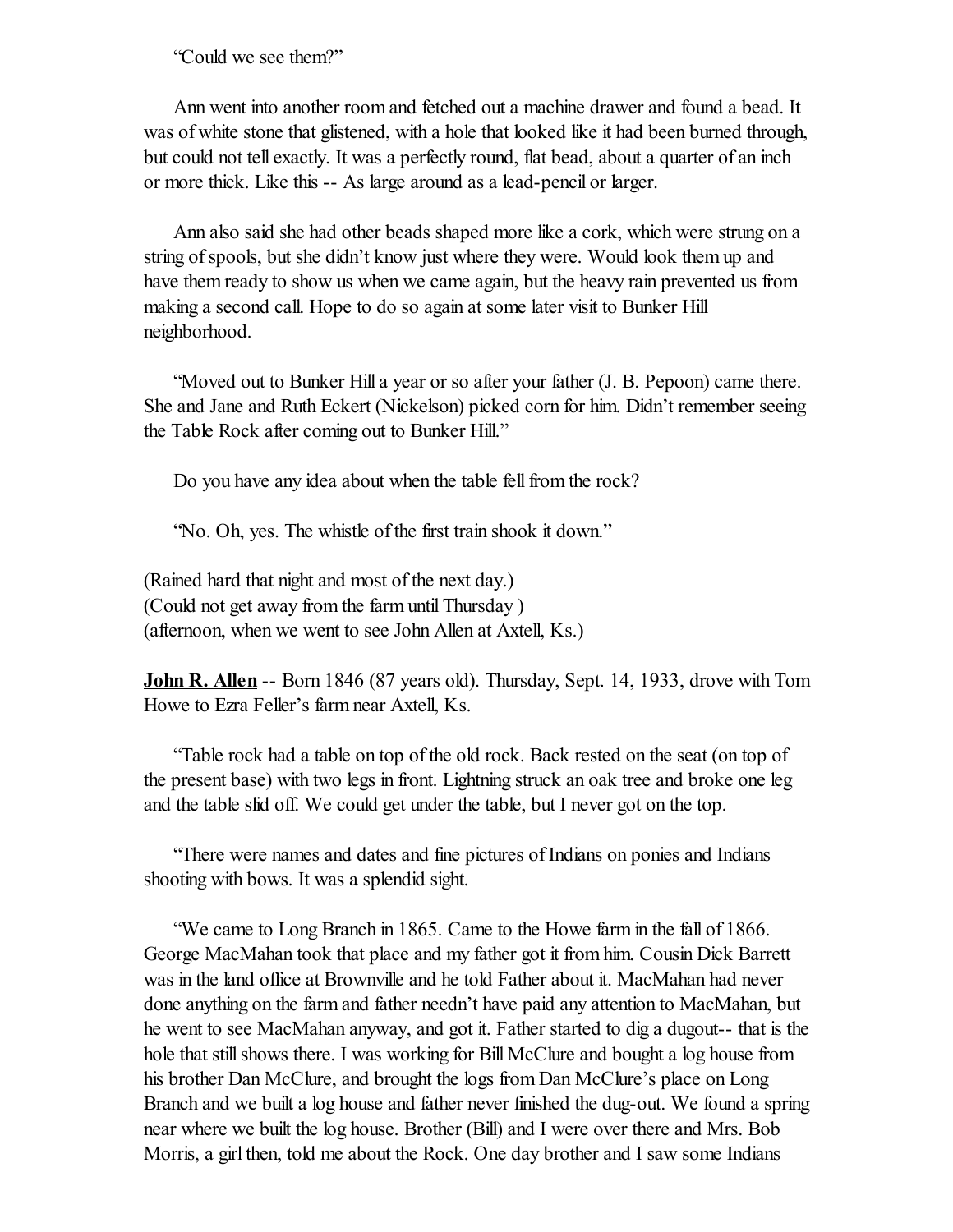"Could we see them?"

Ann went into another room and fetched out a machine drawer and found a bead. It was of white stone that glistened, with a hole that looked like it had been burned through, but could not tell exactly. It was a perfectly round, flat bead, about a quarter of an inch or more thick. Like this -- As large around as a lead-pencil or larger.

Ann also said she had other beads shaped more like a cork, which were strung on a string of spools, but she didn't know just where they were. Would look them up and have them ready to show us when we came again, but the heavy rain prevented us from making a second call. Hope to do so again at some later visit to Bunker Hill neighborhood.

"Moved out to Bunker Hill a year or so after your father (J. B. Pepoon) came there. She and Jane and Ruth Eckert (Nickelson) picked corn for him. Didn't remember seeing the Table Rock after coming out to Bunker Hill."

Do you have any idea about when the table fell from the rock?

"No. Oh, yes. The whistle of the first train shook it down."

(Rained hard that night and most of the next day.)
(Could not get away from the farm until Thursday )
(afternoon, when we went to see John Allen at Axtell, Ks.)

**John R. Allen** -- Born 1846 (87 years old). Thursday, Sept. 14, 1933, drove with Tom Howe to Ezra Feller's farm near Axtell, Ks.

"Table rock had a table on top of the old rock. Back rested on the seat (on top of the present base) with two legs in front. Lightning struck an oak tree and broke one leg and the table slid off. We could get under the table, but I never got on the top.

"There were names and dates and fine pictures of Indians on ponies and Indians shooting with bows. It was a splendid sight.

"We came to Long Branch in 1865. Came to the Howe farm in the fall of 1866. George MacMahan took that place and my father got it from him. Cousin Dick Barrett was in the land office at Brownville and he told Father about it. MacMahan had never done anything on the farm and father needn't have paid any attention to MacMahan, but he went to see MacMahan anyway, and got it. Father started to dig a dugout-- that is the hole that still shows there. I was working for Bill McClure and bought a log house from his brother Dan McClure, and brought the logs from Dan McClure's place on Long Branch and we built a log house and father never finished the dug-out. We found a spring near where we built the log house. Brother (Bill) and I were over there and Mrs. Bob Morris, a girl then, told me about the Rock. One day brother and I saw some Indians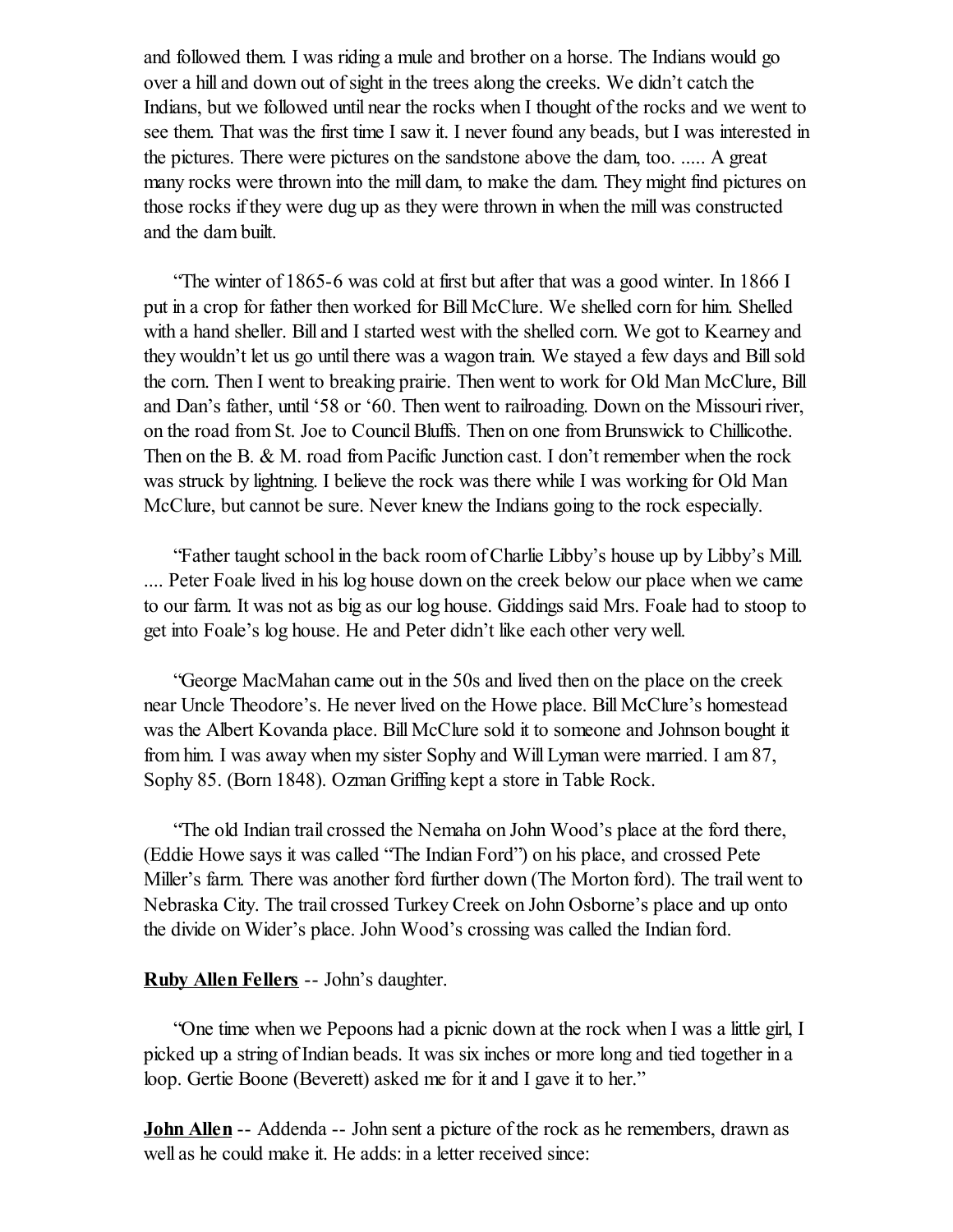and followed them. I was riding a mule and brother on a horse. The Indians would go over a hill and down out of sight in the trees along the creeks. We didn't catch the Indians, but we followed until near the rocks when I thought of the rocks and we went to see them. That was the first time I saw it. I never found any beads, but I was interested in the pictures. There were pictures on the sandstone above the dam, too. ..... A great many rocks were thrown into the mill dam, to make the dam. They might find pictures on those rocks if they were dug up as they were thrown in when the mill was constructed and the dam built.

"The winter of 1865-6 was cold at first but after that was a good winter. In 1866 I put in a crop for father then worked for Bill McClure. We shelled corn for him. Shelled with a hand sheller. Bill and I started west with the shelled corn. We got to Kearney and they wouldn't let us go until there was a wagon train. We stayed a few days and Bill sold the corn. Then I went to breaking prairie. Then went to work for Old Man McClure, Bill and Dan's father, until '58 or '60. Then went to railroading. Down on the Missouri river, on the road from St. Joe to Council Bluffs. Then on one from Brunswick to Chillicothe. Then on the B. & M. road from Pacific Junction cast. I don't remember when the rock was struck by lightning. I believe the rock was there while I was working for Old Man McClure, but cannot be sure. Never knew the Indians going to the rock especially.

"Father taught school in the back room of Charlie Libby's house up by Libby's Mill. .... Peter Foale lived in his log house down on the creek below our place when we came to our farm. It was not as big as our log house. Giddings said Mrs. Foale had to stoop to get into Foale's log house. He and Peter didn't like each other very well.

"George MacMahan came out in the 50s and lived then on the place on the creek near Uncle Theodore's. He never lived on the Howe place. Bill McClure's homestead was the Albert Kovanda place. Bill McClure sold it to someone and Johnson bought it from him. I was away when my sister Sophy and Will Lyman were married. I am 87, Sophy 85. (Born 1848). Ozman Griffing kept a store in Table Rock.

"The old Indian trail crossed the Nemaha on John Wood's place at the ford there, (Eddie Howe says it was called "The Indian Ford") on his place, and crossed Pete Miller's farm. There was another ford further down (The Morton ford). The trail went to Nebraska City. The trail crossed Turkey Creek on John Osborne's place and up onto the divide on Wider's place. John Wood's crossing was called the Indian ford.

**Ruby Allen Fellers** -- John's daughter.

"One time when we Pepoons had a picnic down at the rock when I was a little girl, I picked up a string of Indian beads. It was six inches or more long and tied together in a loop. Gertie Boone (Beverett) asked me for it and I gave it to her."

**John Allen** -- Addenda -- John sent a picture of the rock as he remembers, drawn as well as he could make it. He adds: in a letter received since: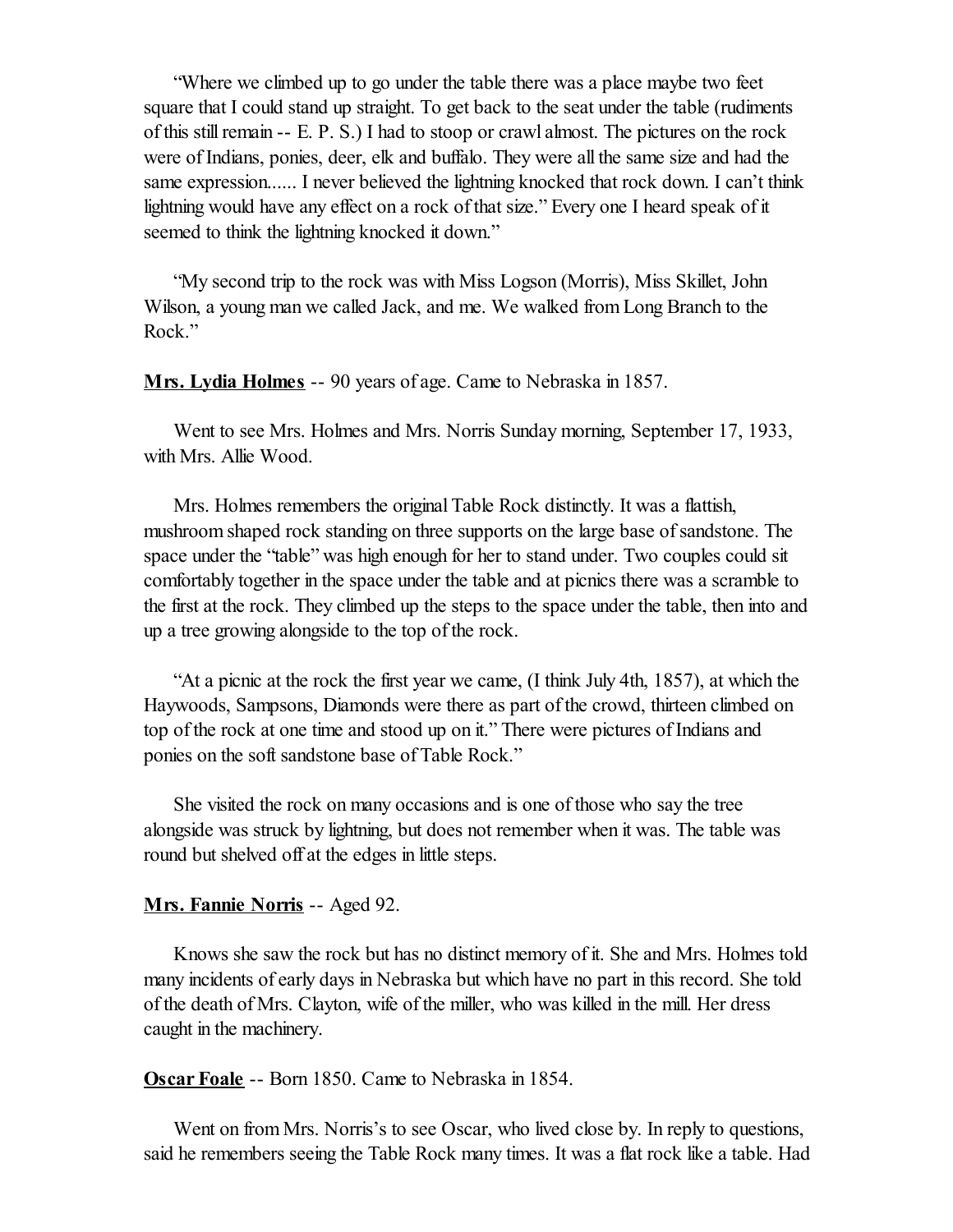"Where we climbed up to go under the table there was a place maybe two feet square that I could stand up straight. To get back to the seat under the table (rudiments of this still remain -- E. P. S.) I had to stoop or crawl almost. The pictures on the rock were of Indians, ponies, deer, elk and buffalo. They were all the same size and had the same expression...... I never believed the lightning knocked that rock down. I can't think lightning would have any effect on a rock of that size." Every one I heard speak of it seemed to think the lightning knocked it down."

"My second trip to the rock was with Miss Logson (Morris), Miss Skillet, John Wilson, a young man we called Jack, and me. We walked from Long Branch to the Rock."

**Mrs. Lydia Holmes** -- 90 years of age. Came to Nebraska in 1857.

Went to see Mrs. Holmes and Mrs. Norris Sunday morning, September 17, 1933, with Mrs. Allie Wood.

Mrs. Holmes remembers the original Table Rock distinctly. It was a flattish, mushroom shaped rock standing on three supports on the large base of sandstone. The space under the "table" was high enough for her to stand under. Two couples could sit comfortably together in the space under the table and at picnics there was a scramble to the first at the rock. They climbed up the steps to the space under the table, then into and up a tree growing alongside to the top of the rock.

"At a picnic at the rock the first year we came, (I think July 4th, 1857), at which the Haywoods, Sampsons, Diamonds were there as part of the crowd, thirteen climbed on top of the rock at one time and stood up on it." There were pictures of Indians and ponies on the soft sandstone base of Table Rock."

She visited the rock on many occasions and is one of those who say the tree alongside was struck by lightning, but does not remember when it was. The table was round but shelved off at the edges in little steps.

**Mrs. Fannie Norris** -- Aged 92.

Knows she saw the rock but has no distinct memory of it. She and Mrs. Holmes told many incidents of early days in Nebraska but which have no part in this record. She told of the death of Mrs. Clayton, wife of the miller, who was killed in the mill. Her dress caught in the machinery.

**Oscar Foale** -- Born 1850. Came to Nebraska in 1854.

Went on from Mrs. Norris's to see Oscar, who lived close by. In reply to questions, said he remembers seeing the Table Rock many times. It was a flat rock like a table. Had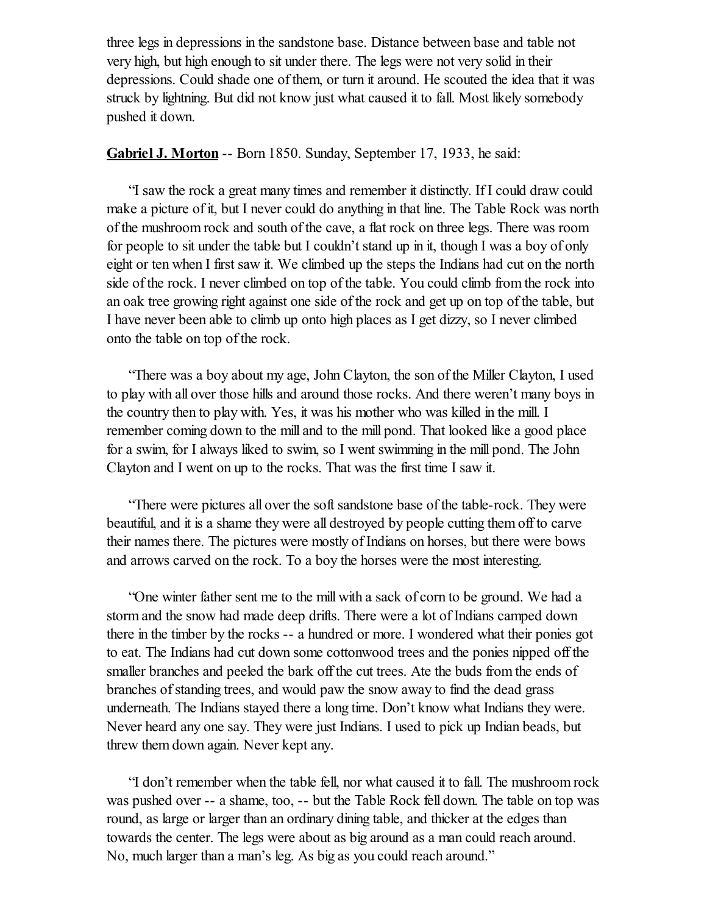three legs in depressions in the sandstone base. Distance between base and table not very high, but high enough to sit under there. The legs were not very solid in their depressions. Could shade one of them, or turn it around. He scouted the idea that it was struck by lightning. But did not know just what caused it to fall. Most likely somebody pushed it down.

**Gabriel J. Morton** -- Born 1850. Sunday, September 17, 1933, he said:

"I saw the rock a great many times and remember it distinctly. If I could draw could make a picture of it, but I never could do anything in that line. The Table Rock was north of the mushroom rock and south of the cave, a flat rock on three legs. There was room for people to sit under the table but I couldn't stand up in it, though I was a boy of only eight or ten when I first saw it. We climbed up the steps the Indians had cut on the north side of the rock. I never climbed on top of the table. You could climb from the rock into an oak tree growing right against one side of the rock and get up on top of the table, but I have never been able to climb up onto high places as I get dizzy, so I never climbed onto the table on top of the rock.

"There was a boy about my age, John Clayton, the son of the Miller Clayton, I used to play with all over those hills and around those rocks. And there weren't many boys in the country then to play with. Yes, it was his mother who was killed in the mill. I remember coming down to the mill and to the mill pond. That looked like a good place for a swim, for I always liked to swim, so I went swimming in the mill pond. The John Clayton and I went on up to the rocks. That was the first time I saw it.

"There were pictures all over the soft sandstone base of the table-rock. They were beautiful, and it is a shame they were all destroyed by people cutting them off to carve their names there. The pictures were mostly of Indians on horses, but there were bows and arrows carved on the rock. To a boy the horses were the most interesting.

"One winter father sent me to the mill with a sack of corn to be ground. We had a storm and the snow had made deep drifts. There were a lot of Indians camped down there in the timber by the rocks -- a hundred or more. I wondered what their ponies got to eat. The Indians had cut down some cottonwood trees and the ponies nipped off the smaller branches and peeled the bark off the cut trees. Ate the buds from the ends of branches of standing trees, and would paw the snow away to find the dead grass underneath. The Indians stayed there a long time. Don't know what Indians they were. Never heard any one say. They were just Indians. I used to pick up Indian beads, but threw them down again. Never kept any.

"I don't remember when the table fell, nor what caused it to fall. The mushroom rock was pushed over -- a shame, too, -- but the Table Rock fell down. The table on top was round, as large or larger than an ordinary dining table, and thicker at the edges than towards the center. The legs were about as big around as a man could reach around. No, much larger than a man's leg. As big as you could reach around."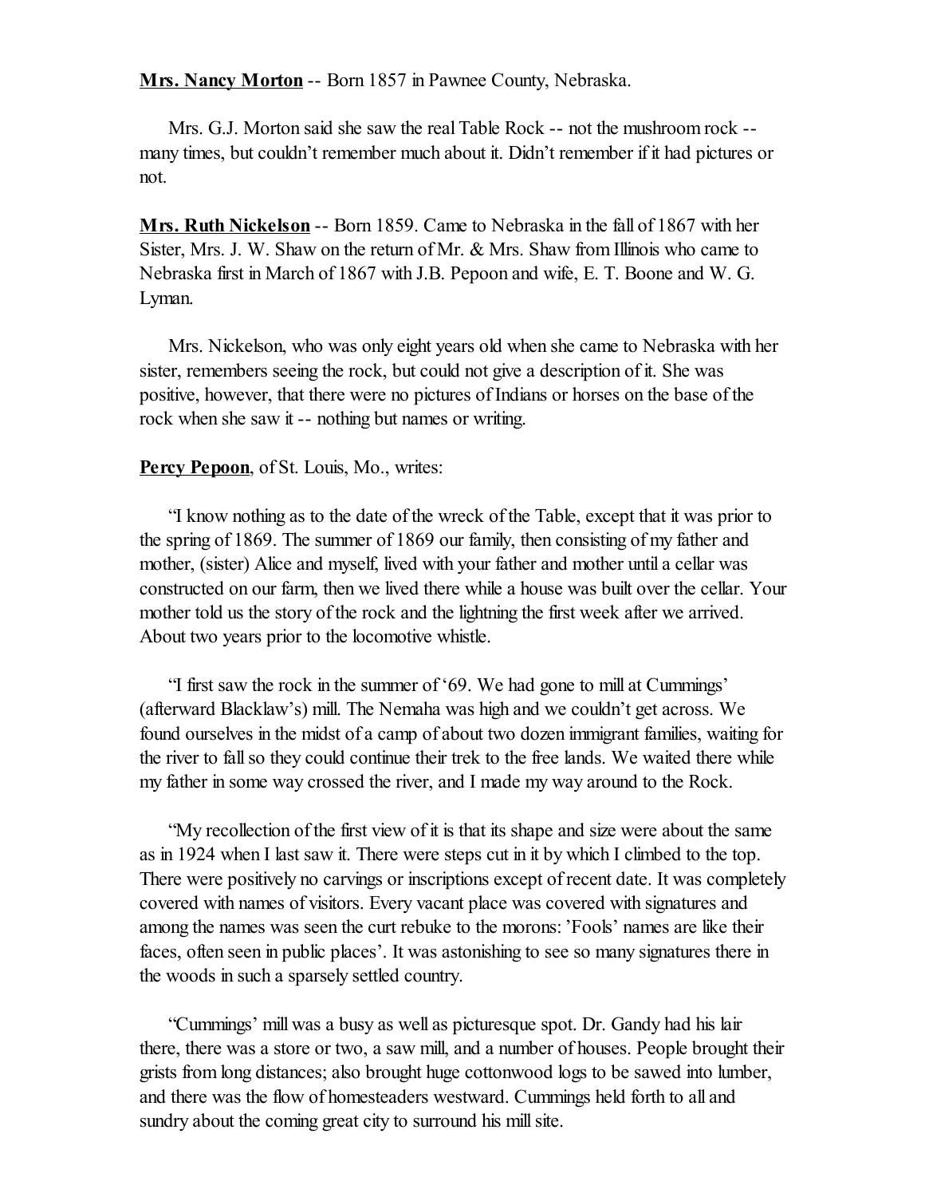**Mrs. Nancy Morton** -- Born 1857 in Pawnee County, Nebraska.

Mrs. G.J. Morton said she saw the real Table Rock -- not the mushroom rock -- many times, but couldn't remember much about it. Didn't remember if it had pictures or not.

**Mrs. Ruth Nickelson** -- Born 1859. Came to Nebraska in the fall of 1867 with her Sister, Mrs. J. W. Shaw on the return of Mr. & Mrs. Shaw from Illinois who came to Nebraska first in March of 1867 with J.B. Pepoon and wife, E. T. Boone and W. G. Lyman.

Mrs. Nickelson, who was only eight years old when she came to Nebraska with her sister, remembers seeing the rock, but could not give a description of it. She was positive, however, that there were no pictures of Indians or horses on the base of the rock when she saw it -- nothing but names or writing.

**Percy Pepoon**, of St. Louis, Mo., writes:

"I know nothing as to the date of the wreck of the Table, except that it was prior to the spring of 1869. The summer of 1869 our family, then consisting of my father and mother, (sister) Alice and myself, lived with your father and mother until a cellar was constructed on our farm, then we lived there while a house was built over the cellar. Your mother told us the story of the rock and the lightning the first week after we arrived. About two years prior to the locomotive whistle.

"I first saw the rock in the summer of '69. We had gone to mill at Cummings' (afterward Blacklaw's) mill. The Nemaha was high and we couldn't get across. We found ourselves in the midst of a camp of about two dozen immigrant families, waiting for the river to fall so they could continue their trek to the free lands. We waited there while my father in some way crossed the river, and I made my way around to the Rock.

"My recollection of the first view of it is that its shape and size were about the same as in 1924 when I last saw it. There were steps cut in it by which I climbed to the top. There were positively no carvings or inscriptions except of recent date. It was completely covered with names of visitors. Every vacant place was covered with signatures and among the names was seen the curt rebuke to the morons: 'Fools' names are like their faces, often seen in public places'. It was astonishing to see so many signatures there in the woods in such a sparsely settled country.

"Cummings' mill was a busy as well as picturesque spot. Dr. Gandy had his lair there, there was a store or two, a saw mill, and a number of houses. People brought their grists from long distances; also brought huge cottonwood logs to be sawed into lumber, and there was the flow of homesteaders westward. Cummings held forth to all and sundry about the coming great city to surround his mill site.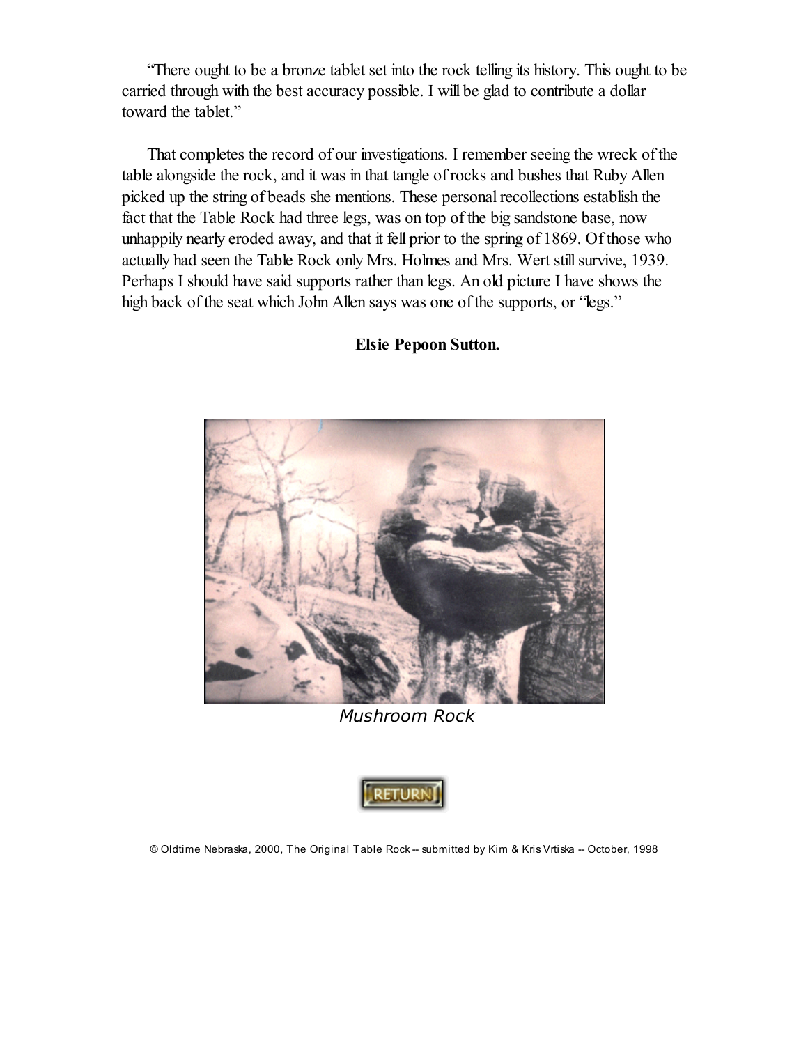"There ought to be a bronze tablet set into the rock telling its history. This ought to be carried through with the best accuracy possible. I will be glad to contribute a dollar toward the tablet."

That completes the record of our investigations. I remember seeing the wreck of the table alongside the rock, and it was in that tangle of rocks and bushes that Ruby Allen picked up the string of beads she mentions. These personal recollections establish the fact that the Table Rock had three legs, was on top of the big sandstone base, now unhappily nearly eroded away, and that it fell prior to the spring of 1869. Of those who actually had seen the Table Rock only Mrs. Holmes and Mrs. Wert still survive, 1939. Perhaps I should have said supports rather than legs. An old picture I have shows the high back of the seat which John Allen says was one of the supports, or "legs."

**Elsie Pepoon Sutton.**

*Mushroom Rock*

RETURN

© Oldtime Nebraska, 2000, The Original Table Rock -- submitted by Kim & Kris Vrtiska -- October, 1998